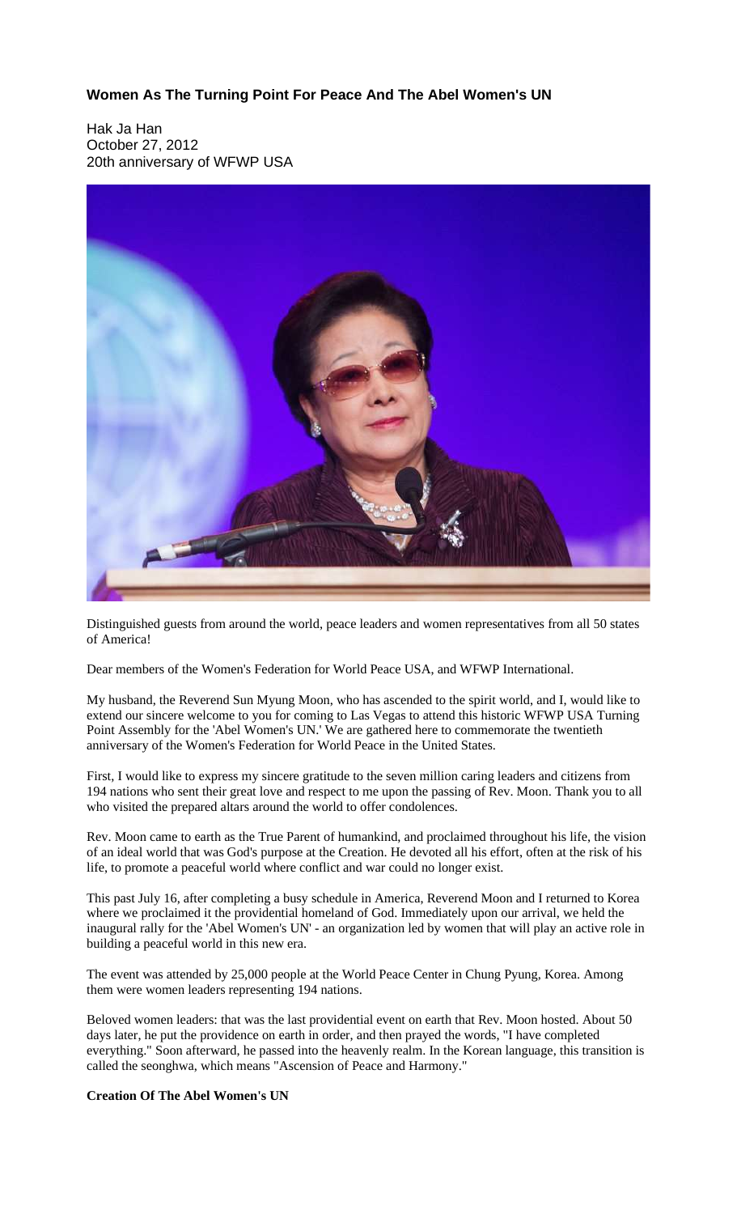# Women As The Turning Point For Peace And The Abel Women's UN

Hak Ja Han
October 27, 2012
20th anniversary of WFWP USA

Distinguished guests from around the world, peace leaders and women representatives from all 50 states of America!

Dear members of the Women's Federation for World Peace USA, and WFWP International.

My husband, the Reverend Sun Myung Moon, who has ascended to the spirit world, and I, would like to extend our sincere welcome to you for coming to Las Vegas to attend this historic WFWP USA Turning Point Assembly for the 'Abel Women's UN.' We are gathered here to commemorate the twentieth anniversary of the Women's Federation for World Peace in the United States.

First, I would like to express my sincere gratitude to the seven million caring leaders and citizens from 194 nations who sent their great love and respect to me upon the passing of Rev. Moon. Thank you to all who visited the prepared altars around the world to offer condolences.

Rev. Moon came to earth as the True Parent of humankind, and proclaimed throughout his life, the vision of an ideal world that was God's purpose at the Creation. He devoted all his effort, often at the risk of his life, to promote a peaceful world where conflict and war could no longer exist.

This past July 16, after completing a busy schedule in America, Reverend Moon and I returned to Korea where we proclaimed it the providential homeland of God. Immediately upon our arrival, we held the inaugural rally for the 'Abel Women's UN' - an organization led by women that will play an active role in building a peaceful world in this new era.

The event was attended by 25,000 people at the World Peace Center in Chung Pyung, Korea. Among them were women leaders representing 194 nations.

Beloved women leaders: that was the last providential event on earth that Rev. Moon hosted. About 50 days later, he put the providence on earth in order, and then prayed the words, "I have completed everything." Soon afterward, he passed into the heavenly realm. In the Korean language, this transition is called the seonghwa, which means "Ascension of Peace and Harmony."

**Creation Of The Abel Women's UN**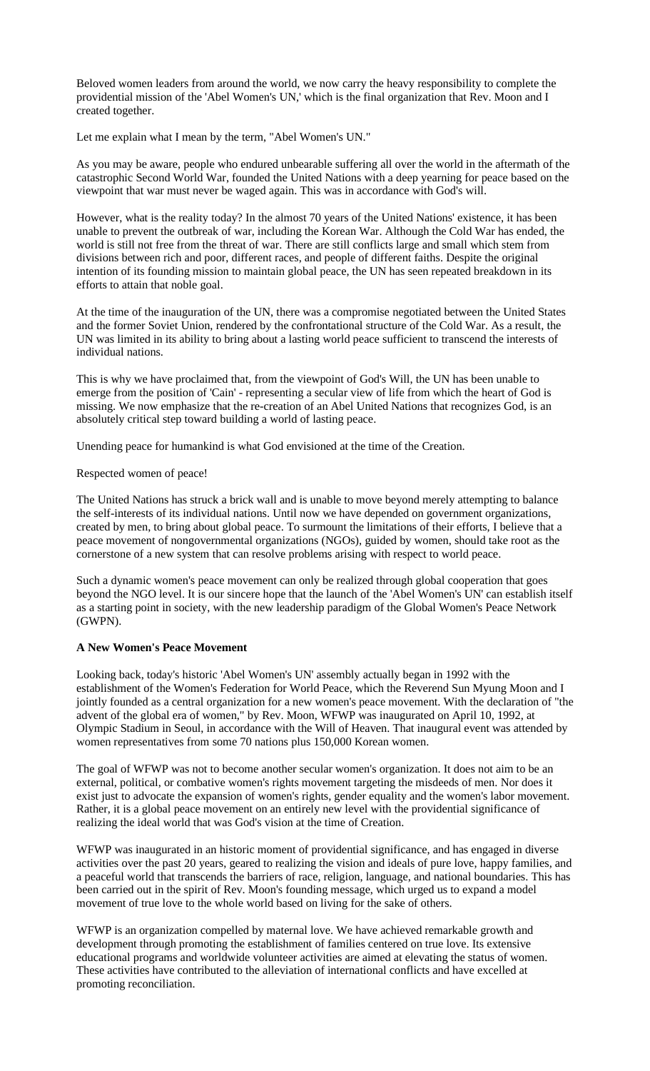Beloved women leaders from around the world, we now carry the heavy responsibility to complete the providential mission of the 'Abel Women's UN,' which is the final organization that Rev. Moon and I created together.

Let me explain what I mean by the term, "Abel Women's UN."

As you may be aware, people who endured unbearable suffering all over the world in the aftermath of the catastrophic Second World War, founded the United Nations with a deep yearning for peace based on the viewpoint that war must never be waged again. This was in accordance with God's will.

However, what is the reality today? In the almost 70 years of the United Nations' existence, it has been unable to prevent the outbreak of war, including the Korean War. Although the Cold War has ended, the world is still not free from the threat of war. There are still conflicts large and small which stem from divisions between rich and poor, different races, and people of different faiths. Despite the original intention of its founding mission to maintain global peace, the UN has seen repeated breakdown in its efforts to attain that noble goal.

At the time of the inauguration of the UN, there was a compromise negotiated between the United States and the former Soviet Union, rendered by the confrontational structure of the Cold War. As a result, the UN was limited in its ability to bring about a lasting world peace sufficient to transcend the interests of individual nations.

This is why we have proclaimed that, from the viewpoint of God's Will, the UN has been unable to emerge from the position of 'Cain' - representing a secular view of life from which the heart of God is missing. We now emphasize that the re-creation of an Abel United Nations that recognizes God, is an absolutely critical step toward building a world of lasting peace.

Unending peace for humankind is what God envisioned at the time of the Creation.

Respected women of peace!

The United Nations has struck a brick wall and is unable to move beyond merely attempting to balance the self-interests of its individual nations. Until now we have depended on government organizations, created by men, to bring about global peace. To surmount the limitations of their efforts, I believe that a peace movement of nongovernmental organizations (NGOs), guided by women, should take root as the cornerstone of a new system that can resolve problems arising with respect to world peace.

Such a dynamic women's peace movement can only be realized through global cooperation that goes beyond the NGO level. It is our sincere hope that the launch of the 'Abel Women's UN' can establish itself as a starting point in society, with the new leadership paradigm of the Global Women's Peace Network (GWPN).

**A New Women's Peace Movement**

Looking back, today's historic 'Abel Women's UN' assembly actually began in 1992 with the establishment of the Women's Federation for World Peace, which the Reverend Sun Myung Moon and I jointly founded as a central organization for a new women's peace movement. With the declaration of "the advent of the global era of women," by Rev. Moon, WFWP was inaugurated on April 10, 1992, at Olympic Stadium in Seoul, in accordance with the Will of Heaven. That inaugural event was attended by women representatives from some 70 nations plus 150,000 Korean women.

The goal of WFWP was not to become another secular women's organization. It does not aim to be an external, political, or combative women's rights movement targeting the misdeeds of men. Nor does it exist just to advocate the expansion of women's rights, gender equality and the women's labor movement. Rather, it is a global peace movement on an entirely new level with the providential significance of realizing the ideal world that was God's vision at the time of Creation.

WFWP was inaugurated in an historic moment of providential significance, and has engaged in diverse activities over the past 20 years, geared to realizing the vision and ideals of pure love, happy families, and a peaceful world that transcends the barriers of race, religion, language, and national boundaries. This has been carried out in the spirit of Rev. Moon's founding message, which urged us to expand a model movement of true love to the whole world based on living for the sake of others.

WFWP is an organization compelled by maternal love. We have achieved remarkable growth and development through promoting the establishment of families centered on true love. Its extensive educational programs and worldwide volunteer activities are aimed at elevating the status of women. These activities have contributed to the alleviation of international conflicts and have excelled at promoting reconciliation.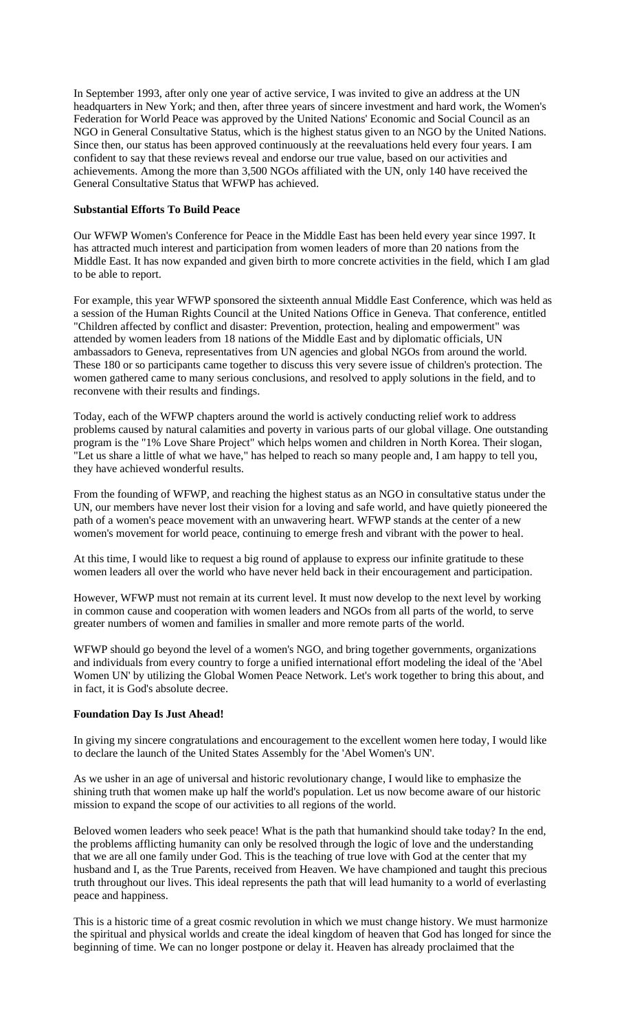In September 1993, after only one year of active service, I was invited to give an address at the UN headquarters in New York; and then, after three years of sincere investment and hard work, the Women's Federation for World Peace was approved by the United Nations' Economic and Social Council as an NGO in General Consultative Status, which is the highest status given to an NGO by the United Nations. Since then, our status has been approved continuously at the reevaluations held every four years. I am confident to say that these reviews reveal and endorse our true value, based on our activities and achievements. Among the more than 3,500 NGOs affiliated with the UN, only 140 have received the General Consultative Status that WFWP has achieved.

**Substantial Efforts To Build Peace**

Our WFWP Women's Conference for Peace in the Middle East has been held every year since 1997. It has attracted much interest and participation from women leaders of more than 20 nations from the Middle East. It has now expanded and given birth to more concrete activities in the field, which I am glad to be able to report.

For example, this year WFWP sponsored the sixteenth annual Middle East Conference, which was held as a session of the Human Rights Council at the United Nations Office in Geneva. That conference, entitled "Children affected by conflict and disaster: Prevention, protection, healing and empowerment" was attended by women leaders from 18 nations of the Middle East and by diplomatic officials, UN ambassadors to Geneva, representatives from UN agencies and global NGOs from around the world. These 180 or so participants came together to discuss this very severe issue of children's protection. The women gathered came to many serious conclusions, and resolved to apply solutions in the field, and to reconvene with their results and findings.

Today, each of the WFWP chapters around the world is actively conducting relief work to address problems caused by natural calamities and poverty in various parts of our global village. One outstanding program is the "1% Love Share Project" which helps women and children in North Korea. Their slogan, "Let us share a little of what we have," has helped to reach so many people and, I am happy to tell you, they have achieved wonderful results.

From the founding of WFWP, and reaching the highest status as an NGO in consultative status under the UN, our members have never lost their vision for a loving and safe world, and have quietly pioneered the path of a women's peace movement with an unwavering heart. WFWP stands at the center of a new women's movement for world peace, continuing to emerge fresh and vibrant with the power to heal.

At this time, I would like to request a big round of applause to express our infinite gratitude to these women leaders all over the world who have never held back in their encouragement and participation.

However, WFWP must not remain at its current level. It must now develop to the next level by working in common cause and cooperation with women leaders and NGOs from all parts of the world, to serve greater numbers of women and families in smaller and more remote parts of the world.

WFWP should go beyond the level of a women's NGO, and bring together governments, organizations and individuals from every country to forge a unified international effort modeling the ideal of the 'Abel Women UN' by utilizing the Global Women Peace Network. Let's work together to bring this about, and in fact, it is God's absolute decree.

**Foundation Day Is Just Ahead!**

In giving my sincere congratulations and encouragement to the excellent women here today, I would like to declare the launch of the United States Assembly for the 'Abel Women's UN'.

As we usher in an age of universal and historic revolutionary change, I would like to emphasize the shining truth that women make up half the world's population. Let us now become aware of our historic mission to expand the scope of our activities to all regions of the world.

Beloved women leaders who seek peace! What is the path that humankind should take today? In the end, the problems afflicting humanity can only be resolved through the logic of love and the understanding that we are all one family under God. This is the teaching of true love with God at the center that my husband and I, as the True Parents, received from Heaven. We have championed and taught this precious truth throughout our lives. This ideal represents the path that will lead humanity to a world of everlasting peace and happiness.

This is a historic time of a great cosmic revolution in which we must change history. We must harmonize the spiritual and physical worlds and create the ideal kingdom of heaven that God has longed for since the beginning of time. We can no longer postpone or delay it. Heaven has already proclaimed that the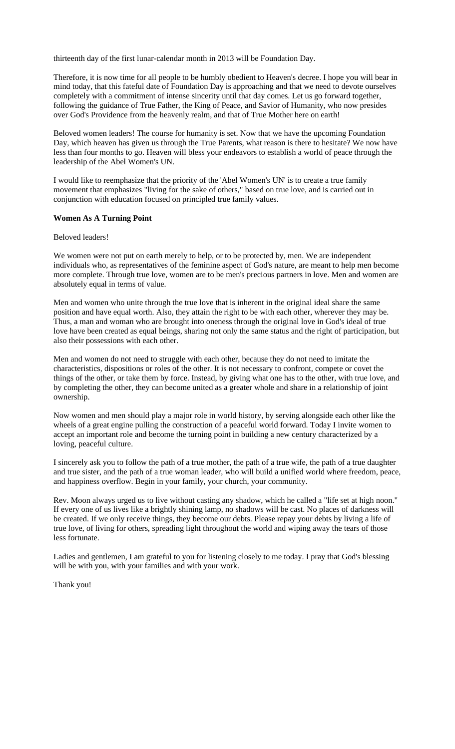thirteenth day of the first lunar-calendar month in 2013 will be Foundation Day.

Therefore, it is now time for all people to be humbly obedient to Heaven's decree. I hope you will bear in mind today, that this fateful date of Foundation Day is approaching and that we need to devote ourselves completely with a commitment of intense sincerity until that day comes. Let us go forward together, following the guidance of True Father, the King of Peace, and Savior of Humanity, who now presides over God's Providence from the heavenly realm, and that of True Mother here on earth!

Beloved women leaders! The course for humanity is set. Now that we have the upcoming Foundation Day, which heaven has given us through the True Parents, what reason is there to hesitate? We now have less than four months to go. Heaven will bless your endeavors to establish a world of peace through the leadership of the Abel Women's UN.

I would like to reemphasize that the priority of the 'Abel Women's UN' is to create a true family movement that emphasizes "living for the sake of others," based on true love, and is carried out in conjunction with education focused on principled true family values.

**Women As A Turning Point**

Beloved leaders!

We women were not put on earth merely to help, or to be protected by, men. We are independent individuals who, as representatives of the feminine aspect of God's nature, are meant to help men become more complete. Through true love, women are to be men's precious partners in love. Men and women are absolutely equal in terms of value.

Men and women who unite through the true love that is inherent in the original ideal share the same position and have equal worth. Also, they attain the right to be with each other, wherever they may be. Thus, a man and woman who are brought into oneness through the original love in God's ideal of true love have been created as equal beings, sharing not only the same status and the right of participation, but also their possessions with each other.

Men and women do not need to struggle with each other, because they do not need to imitate the characteristics, dispositions or roles of the other. It is not necessary to confront, compete or covet the things of the other, or take them by force. Instead, by giving what one has to the other, with true love, and by completing the other, they can become united as a greater whole and share in a relationship of joint ownership.

Now women and men should play a major role in world history, by serving alongside each other like the wheels of a great engine pulling the construction of a peaceful world forward. Today I invite women to accept an important role and become the turning point in building a new century characterized by a loving, peaceful culture.

I sincerely ask you to follow the path of a true mother, the path of a true wife, the path of a true daughter and true sister, and the path of a true woman leader, who will build a unified world where freedom, peace, and happiness overflow. Begin in your family, your church, your community.

Rev. Moon always urged us to live without casting any shadow, which he called a "life set at high noon." If every one of us lives like a brightly shining lamp, no shadows will be cast. No places of darkness will be created. If we only receive things, they become our debts. Please repay your debts by living a life of true love, of living for others, spreading light throughout the world and wiping away the tears of those less fortunate.

Ladies and gentlemen, I am grateful to you for listening closely to me today. I pray that God's blessing will be with you, with your families and with your work.

Thank you!